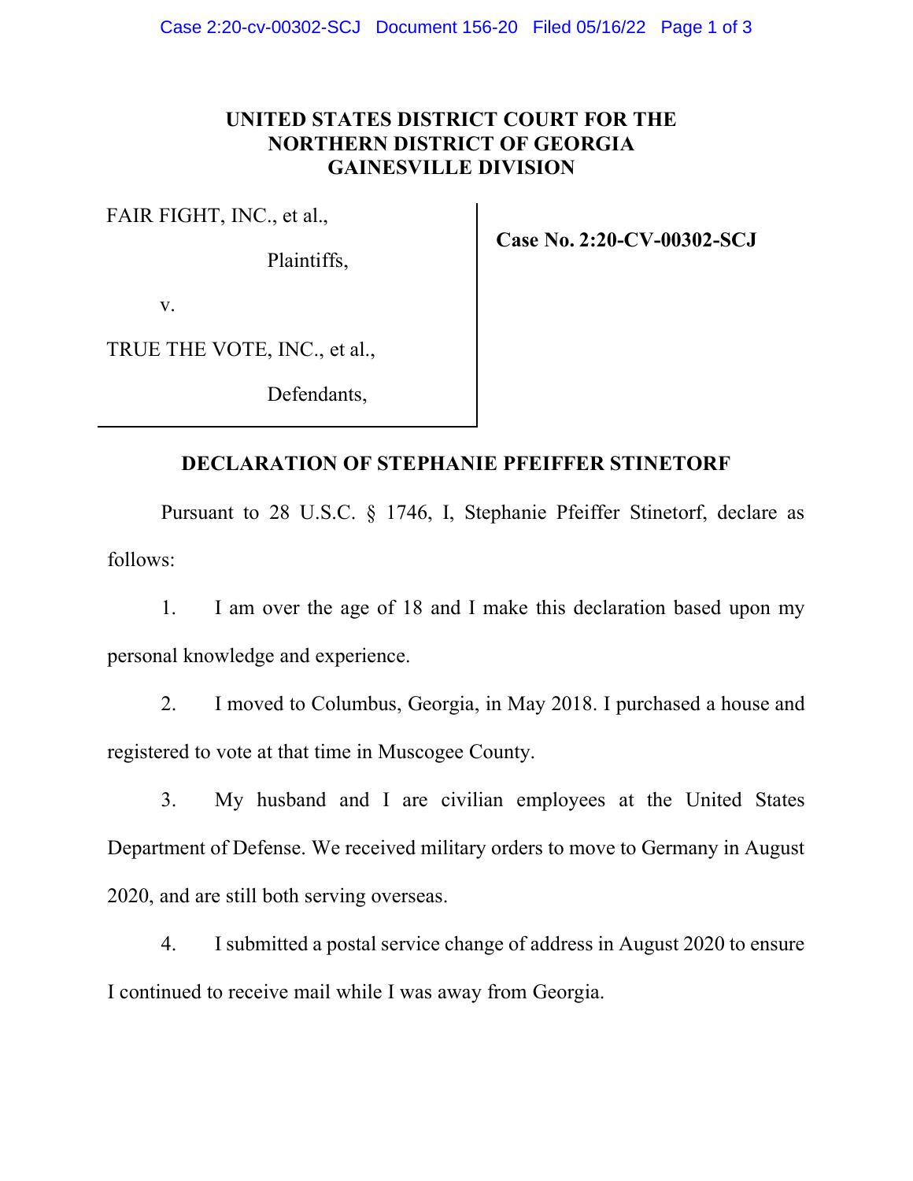**UNITED STATES DISTRICT COURT FOR THE NORTHERN DISTRICT OF GEORGIA GAINESVILLE DIVISION**

| | |
|---|---|
| FAIR FIGHT, INC., et al.,<br><br>Plaintiffs,<br><br>v.<br><br>TRUE THE VOTE, INC., et al.,<br><br>Defendants, | **Case No. 2:20-CV-00302-SCJ** |

**DECLARATION OF STEPHANIE PFEIFFER STINETORF**

Pursuant to 28 U.S.C. § 1746, I, Stephanie Pfeiffer Stinetorf, declare as follows:

1. I am over the age of 18 and I make this declaration based upon my personal knowledge and experience.

2. I moved to Columbus, Georgia, in May 2018. I purchased a house and registered to vote at that time in Muscogee County.

3. My husband and I are civilian employees at the United States Department of Defense. We received military orders to move to Germany in August 2020, and are still both serving overseas.

4. I submitted a postal service change of address in August 2020 to ensure I continued to receive mail while I was away from Georgia.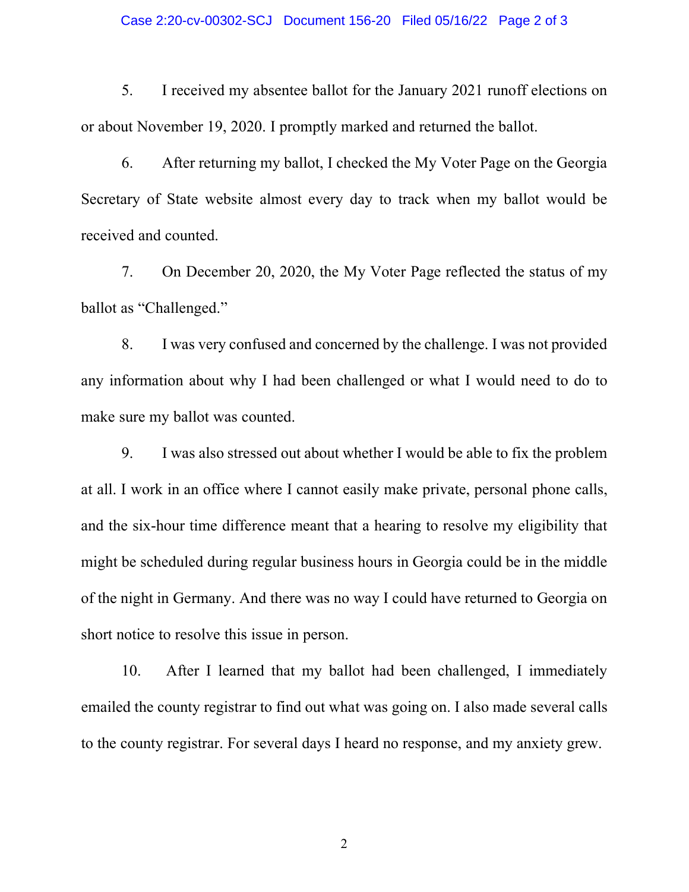5. I received my absentee ballot for the January 2021 runoff elections on or about November 19, 2020. I promptly marked and returned the ballot.

6. After returning my ballot, I checked the My Voter Page on the Georgia Secretary of State website almost every day to track when my ballot would be received and counted.

7. On December 20, 2020, the My Voter Page reflected the status of my ballot as "Challenged."

8. I was very confused and concerned by the challenge. I was not provided any information about why I had been challenged or what I would need to do to make sure my ballot was counted.

9. I was also stressed out about whether I would be able to fix the problem at all. I work in an office where I cannot easily make private, personal phone calls, and the six-hour time difference meant that a hearing to resolve my eligibility that might be scheduled during regular business hours in Georgia could be in the middle of the night in Germany. And there was no way I could have returned to Georgia on short notice to resolve this issue in person.

10. After I learned that my ballot had been challenged, I immediately emailed the county registrar to find out what was going on. I also made several calls to the county registrar. For several days I heard no response, and my anxiety grew.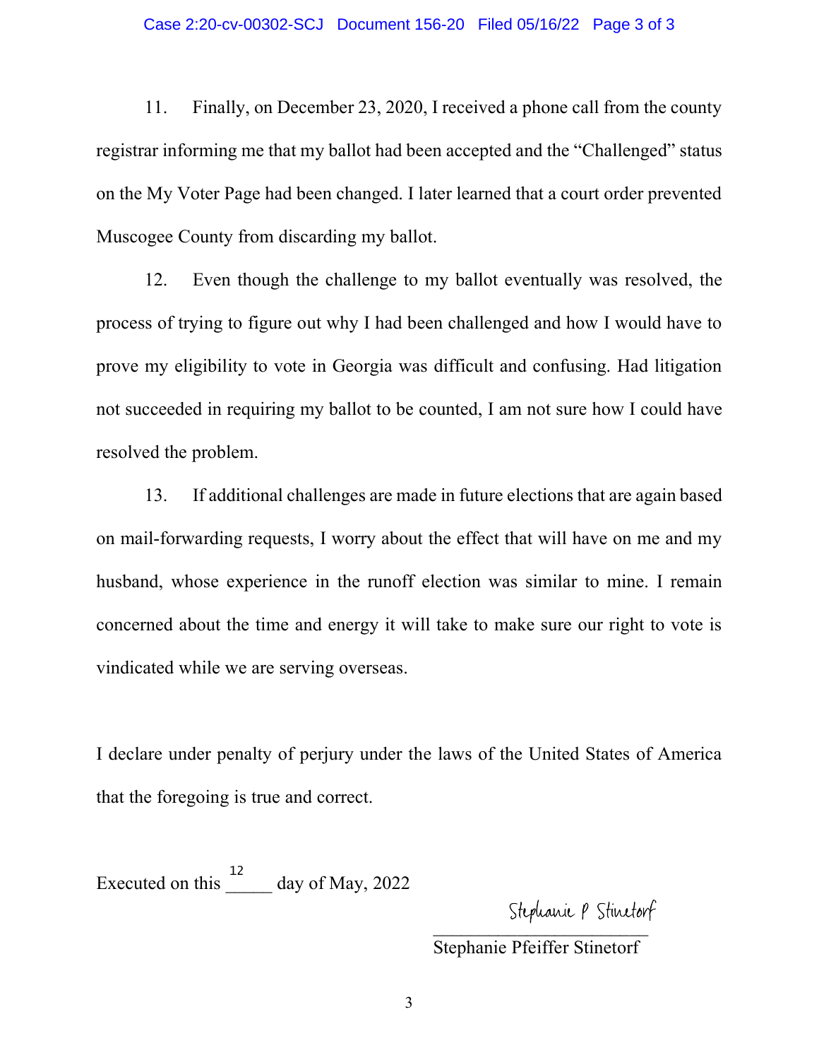11. Finally, on December 23, 2020, I received a phone call from the county registrar informing me that my ballot had been accepted and the "Challenged" status on the My Voter Page had been changed. I later learned that a court order prevented Muscogee County from discarding my ballot.

12. Even though the challenge to my ballot eventually was resolved, the process of trying to figure out why I had been challenged and how I would have to prove my eligibility to vote in Georgia was difficult and confusing. Had litigation not succeeded in requiring my ballot to be counted, I am not sure how I could have resolved the problem.

13. If additional challenges are made in future elections that are again based on mail-forwarding requests, I worry about the effect that will have on me and my husband, whose experience in the runoff election was similar to mine. I remain concerned about the time and energy it will take to make sure our right to vote is vindicated while we are serving overseas.

I declare under penalty of perjury under the laws of the United States of America that the foregoing is true and correct.

Executed on this 12 day of May, 2022

Stephanie P Stinetorf
\_\_\_\_\_\_\_\_\_\_\_\_\_\_\_\_\_\_\_\_\_\_\_\_
Stephanie Pfeiffer Stinetorf